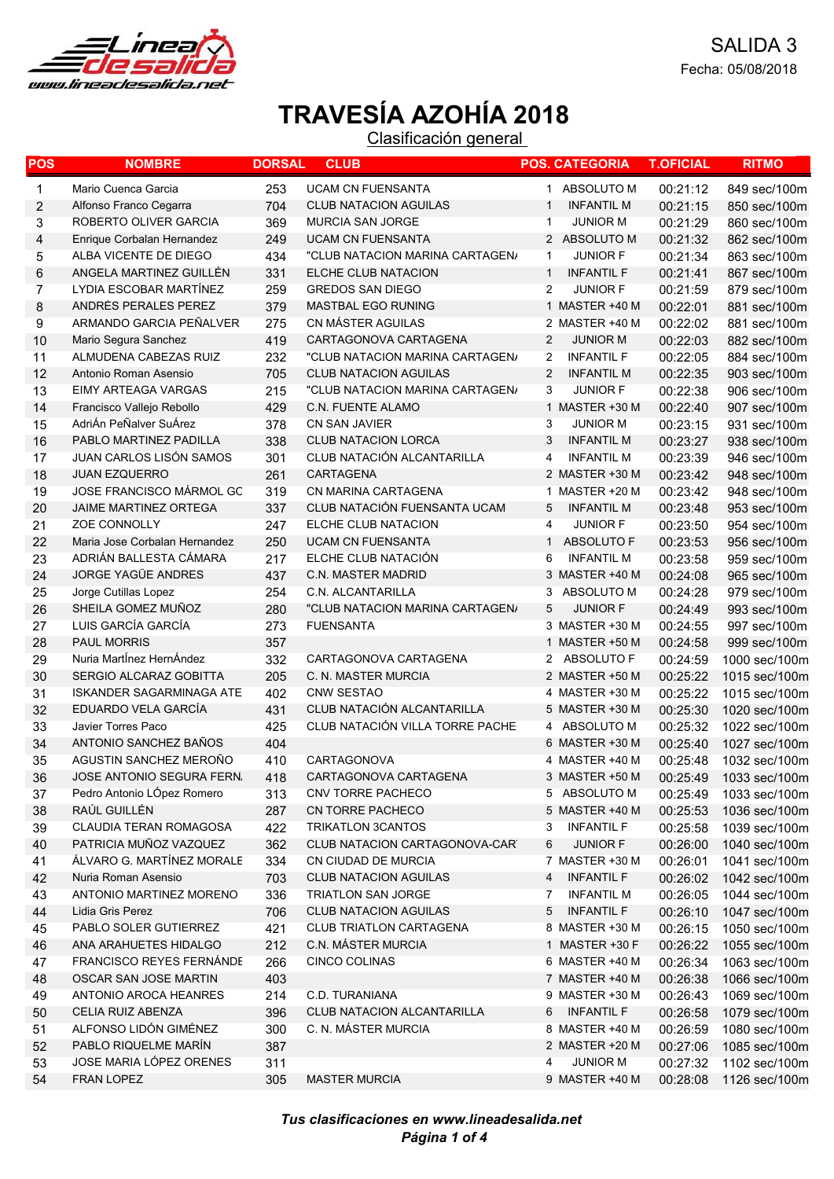SALIDA 3

Fecha: 05/08/2018

# TRAVESÍA AZOHÍA 2018

## Clasificación general

| POS | NOMBRE | DORSAL | CLUB | POS. | CATEGORIA | T.OFICIAL | RITMO |
|---|---|---|---|---|---|---|---|
| 1 | Mario Cuenca Garcia | 253 | UCAM CN FUENSANTA | 1 | ABSOLUTO M | 00:21:12 | 849 sec/100m |
| 2 | Alfonso Franco Cegarra | 704 | CLUB NATACION AGUILAS | 1 | INFANTIL M | 00:21:15 | 850 sec/100m |
| 3 | ROBERTO OLIVER GARCIA | 369 | MURCIA SAN JORGE | 1 | JUNIOR M | 00:21:29 | 860 sec/100m |
| 4 | Enrique Corbalan Hernandez | 249 | UCAM CN FUENSANTA | 2 | ABSOLUTO M | 00:21:32 | 862 sec/100m |
| 5 | ALBA VICENTE DE DIEGO | 434 | "CLUB NATACION MARINA CARTAGEN/ | 1 | JUNIOR F | 00:21:34 | 863 sec/100m |
| 6 | ANGELA MARTINEZ GUILLÉN | 331 | ELCHE CLUB NATACION | 1 | INFANTIL F | 00:21:41 | 867 sec/100m |
| 7 | LYDIA ESCOBAR MARTÍNEZ | 259 | GREDOS SAN DIEGO | 2 | JUNIOR F | 00:21:59 | 879 sec/100m |
| 8 | ANDRÉS PERALES PEREZ | 379 | MASTBAL EGO RUNING | 1 | MASTER +40 M | 00:22:01 | 881 sec/100m |
| 9 | ARMANDO GARCIA PEÑALVER | 275 | CN MÁSTER AGUILAS | 2 | MASTER +40 M | 00:22:02 | 881 sec/100m |
| 10 | Mario Segura Sanchez | 419 | CARTAGONOVA CARTAGENA | 2 | JUNIOR M | 00:22:03 | 882 sec/100m |
| 11 | ALMUDENA CABEZAS RUIZ | 232 | "CLUB NATACION MARINA CARTAGEN/ | 2 | INFANTIL F | 00:22:05 | 884 sec/100m |
| 12 | Antonio Roman Asensio | 705 | CLUB NATACION AGUILAS | 2 | INFANTIL M | 00:22:35 | 903 sec/100m |
| 13 | EIMY ARTEAGA VARGAS | 215 | "CLUB NATACION MARINA CARTAGEN/ | 3 | JUNIOR F | 00:22:38 | 906 sec/100m |
| 14 | Francisco Vallejo Rebollo | 429 | C.N. FUENTE ALAMO | 1 | MASTER +30 M | 00:22:40 | 907 sec/100m |
| 15 | AdriÁn PeÑalver SuÁrez | 378 | CN SAN JAVIER | 3 | JUNIOR M | 00:23:15 | 931 sec/100m |
| 16 | PABLO MARTINEZ PADILLA | 338 | CLUB NATACION LORCA | 3 | INFANTIL M | 00:23:27 | 938 sec/100m |
| 17 | JUAN CARLOS LISÓN SAMOS | 301 | CLUB NATACIÓN ALCANTARILLA | 4 | INFANTIL M | 00:23:39 | 946 sec/100m |
| 18 | JUAN EZQUERRO | 261 | CARTAGENA | 2 | MASTER +30 M | 00:23:42 | 948 sec/100m |
| 19 | JOSE FRANCISCO MÁRMOL GC | 319 | CN MARINA CARTAGENA | 1 | MASTER +20 M | 00:23:42 | 948 sec/100m |
| 20 | JAIME MARTINEZ ORTEGA | 337 | CLUB NATACIÓN FUENSANTA UCAM | 5 | INFANTIL M | 00:23:48 | 953 sec/100m |
| 21 | ZOE CONNOLLY | 247 | ELCHE CLUB NATACION | 4 | JUNIOR F | 00:23:50 | 954 sec/100m |
| 22 | Maria Jose Corbalan Hernandez | 250 | UCAM CN FUENSANTA | 1 | ABSOLUTO F | 00:23:53 | 956 sec/100m |
| 23 | ADRIÁN BALLESTA CÁMARA | 217 | ELCHE CLUB NATACIÓN | 6 | INFANTIL M | 00:23:58 | 959 sec/100m |
| 24 | JORGE YAGÜE ANDRES | 437 | C.N. MASTER MADRID | 3 | MASTER +40 M | 00:24:08 | 965 sec/100m |
| 25 | Jorge Cutillas Lopez | 254 | C.N. ALCANTARILLA | 3 | ABSOLUTO M | 00:24:28 | 979 sec/100m |
| 26 | SHEILA GOMEZ MUÑOZ | 280 | "CLUB NATACION MARINA CARTAGEN/ | 5 | JUNIOR F | 00:24:49 | 993 sec/100m |
| 27 | LUIS GARCÍA GARCÍA | 273 | FUENSANTA | 3 | MASTER +30 M | 00:24:55 | 997 sec/100m |
| 28 | PAUL MORRIS | 357 | | 1 | MASTER +50 M | 00:24:58 | 999 sec/100m |
| 29 | Nuria MartÍnez HernÁndez | 332 | CARTAGONOVA CARTAGENA | 2 | ABSOLUTO F | 00:24:59 | 1000 sec/100m |
| 30 | SERGIO ALCARAZ GOBITTA | 205 | C. N. MASTER MURCIA | 2 | MASTER +50 M | 00:25:22 | 1015 sec/100m |
| 31 | ISKANDER SAGARMINAGA ATE | 402 | CNW SESTAO | 4 | MASTER +30 M | 00:25:22 | 1015 sec/100m |
| 32 | EDUARDO VELA GARCÍA | 431 | CLUB NATACIÓN ALCANTARILLA | 5 | MASTER +30 M | 00:25:30 | 1020 sec/100m |
| 33 | Javier Torres Paco | 425 | CLUB NATACIÓN VILLA TORRE PACHE | 4 | ABSOLUTO M | 00:25:32 | 1022 sec/100m |
| 34 | ANTONIO SANCHEZ BAÑOS | 404 | | 6 | MASTER +30 M | 00:25:40 | 1027 sec/100m |
| 35 | AGUSTIN SANCHEZ MEROÑO | 410 | CARTAGONOVA | 4 | MASTER +40 M | 00:25:48 | 1032 sec/100m |
| 36 | JOSE ANTONIO SEGURA FERN. | 418 | CARTAGONOVA CARTAGENA | 3 | MASTER +50 M | 00:25:49 | 1033 sec/100m |
| 37 | Pedro Antonio LÓpez Romero | 313 | CNV TORRE PACHECO | 5 | ABSOLUTO M | 00:25:49 | 1033 sec/100m |
| 38 | RAÚL GUILLÉN | 287 | CN TORRE PACHECO | 5 | MASTER +40 M | 00:25:53 | 1036 sec/100m |
| 39 | CLAUDIA TERAN ROMAGOSA | 422 | TRIKATLON 3CANTOS | 3 | INFANTIL F | 00:25:58 | 1039 sec/100m |
| 40 | PATRICIA MUÑOZ VAZQUEZ | 362 | CLUB NATACION CARTAGONOVA-CAR | 6 | JUNIOR F | 00:26:00 | 1040 sec/100m |
| 41 | ÁLVARO G. MARTÍNEZ MORALE | 334 | CN CIUDAD DE MURCIA | 7 | MASTER +30 M | 00:26:01 | 1041 sec/100m |
| 42 | Nuria Roman Asensio | 703 | CLUB NATACION AGUILAS | 4 | INFANTIL F | 00:26:02 | 1042 sec/100m |
| 43 | ANTONIO MARTINEZ MORENO | 336 | TRIATLON SAN JORGE | 7 | INFANTIL M | 00:26:05 | 1044 sec/100m |
| 44 | Lidia Gris Perez | 706 | CLUB NATACION AGUILAS | 5 | INFANTIL F | 00:26:10 | 1047 sec/100m |
| 45 | PABLO SOLER GUTIERREZ | 421 | CLUB TRIATLON CARTAGENA | 8 | MASTER +30 M | 00:26:15 | 1050 sec/100m |
| 46 | ANA ARAHUETES HIDALGO | 212 | C.N. MÁSTER MURCIA | 1 | MASTER +30 F | 00:26:22 | 1055 sec/100m |
| 47 | FRANCISCO REYES FERNÁNDE | 266 | CINCO COLINAS | 6 | MASTER +40 M | 00:26:34 | 1063 sec/100m |
| 48 | OSCAR SAN JOSE MARTIN | 403 | | 7 | MASTER +40 M | 00:26:38 | 1066 sec/100m |
| 49 | ANTONIO AROCA HEANRES | 214 | C.D. TURANIANA | 9 | MASTER +30 M | 00:26:43 | 1069 sec/100m |
| 50 | CELIA RUIZ ABENZA | 396 | CLUB NATACION ALCANTARILLA | 6 | INFANTIL F | 00:26:58 | 1079 sec/100m |
| 51 | ALFONSO LIDÓN GIMÉNEZ | 300 | C. N. MÁSTER MURCIA | 8 | MASTER +40 M | 00:26:59 | 1080 sec/100m |
| 52 | PABLO RIQUELME MARÍN | 387 | | 2 | MASTER +20 M | 00:27:06 | 1085 sec/100m |
| 53 | JOSE MARIA LÓPEZ ORENES | 311 | | 4 | JUNIOR M | 00:27:32 | 1102 sec/100m |
| 54 | FRAN LOPEZ | 305 | MASTER MURCIA | 9 | MASTER +40 M | 00:28:08 | 1126 sec/100m |

*Tus clasificaciones en www.lineadesalida.net*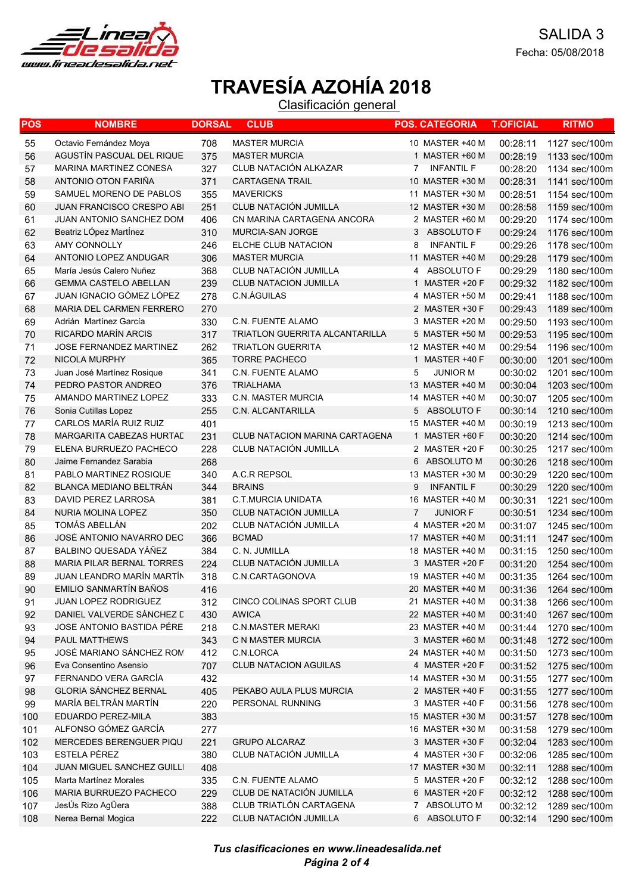SALIDA 3

Fecha: 05/08/2018

# TRAVESÍA AZOHÍA 2018

## Clasificación general

| POS | NOMBRE | DORSAL | CLUB | POS. CATEGORIA | T.OFICIAL | RITMO |
|---|---|---|---|---|---|---|
| 55 | Octavio Fernández Moya | 708 | MASTER MURCIA | 10 MASTER +40 M | 00:28:11 | 1127 sec/100m |
| 56 | AGUSTÍN PASCUAL DEL RIQUE | 375 | MASTER MURCIA | 1 MASTER +60 M | 00:28:19 | 1133 sec/100m |
| 57 | MARINA MARTINEZ CONESA | 327 | CLUB NATACIÓN ALKAZAR | 7 INFANTIL F | 00:28:20 | 1134 sec/100m |
| 58 | ANTONIO OTON FARIÑA | 371 | CARTAGENA TRAIL | 10 MASTER +30 M | 00:28:31 | 1141 sec/100m |
| 59 | SAMUEL MORENO DE PABLOS | 355 | MAVERICKS | 11 MASTER +30 M | 00:28:51 | 1154 sec/100m |
| 60 | JUAN FRANCISCO CRESPO ABI | 251 | CLUB NATACIÓN JUMILLA | 12 MASTER +30 M | 00:28:58 | 1159 sec/100m |
| 61 | JUAN ANTONIO SANCHEZ DOM | 406 | CN MARINA CARTAGENA ANCORA | 2 MASTER +60 M | 00:29:20 | 1174 sec/100m |
| 62 | Beatriz LÓpez MartÍnez | 310 | MURCIA-SAN JORGE | 3 ABSOLUTO F | 00:29:24 | 1176 sec/100m |
| 63 | AMY CONNOLLY | 246 | ELCHE CLUB NATACION | 8 INFANTIL F | 00:29:26 | 1178 sec/100m |
| 64 | ANTONIO LOPEZ ANDUGAR | 306 | MASTER MURCIA | 11 MASTER +40 M | 00:29:28 | 1179 sec/100m |
| 65 | María Jesús Calero Nuñez | 368 | CLUB NATACIÓN JUMILLA | 4 ABSOLUTO F | 00:29:29 | 1180 sec/100m |
| 66 | GEMMA CASTELO ABELLAN | 239 | CLUB NATACION JUMILLA | 1 MASTER +20 F | 00:29:32 | 1182 sec/100m |
| 67 | JUAN IGNACIO GÓMEZ LÓPEZ | 278 | C.N.ÁGUILAS | 4 MASTER +50 M | 00:29:41 | 1188 sec/100m |
| 68 | MARIA DEL CARMEN FERRERO | 270 | | 2 MASTER +30 F | 00:29:43 | 1189 sec/100m |
| 69 | Adrián Martínez García | 330 | C.N. FUENTE ALAMO | 3 MASTER +20 M | 00:29:50 | 1193 sec/100m |
| 70 | RICARDO MARÍN ARCIS | 317 | TRIATLON GUERRITA ALCANTARILLA | 5 MASTER +50 M | 00:29:53 | 1195 sec/100m |
| 71 | JOSE FERNANDEZ MARTINEZ | 262 | TRIATLON GUERRITA | 12 MASTER +40 M | 00:29:54 | 1196 sec/100m |
| 72 | NICOLA MURPHY | 365 | TORRE PACHECO | 1 MASTER +40 F | 00:30:00 | 1201 sec/100m |
| 73 | Juan José Martínez Rosique | 341 | C.N. FUENTE ALAMO | 5 JUNIOR M | 00:30:02 | 1201 sec/100m |
| 74 | PEDRO PASTOR ANDREO | 376 | TRIALHAMA | 13 MASTER +40 M | 00:30:04 | 1203 sec/100m |
| 75 | AMANDO MARTINEZ LOPEZ | 333 | C.N. MASTER MURCIA | 14 MASTER +40 M | 00:30:07 | 1205 sec/100m |
| 76 | Sonia Cutillas Lopez | 255 | C.N. ALCANTARILLA | 5 ABSOLUTO F | 00:30:14 | 1210 sec/100m |
| 77 | CARLOS MARÍA RUIZ RUIZ | 401 | | 15 MASTER +40 M | 00:30:19 | 1213 sec/100m |
| 78 | MARGARITA CABEZAS HURTAD | 231 | CLUB NATACION MARINA CARTAGENA | 1 MASTER +60 F | 00:30:20 | 1214 sec/100m |
| 79 | ELENA BURRUEZO PACHECO | 228 | CLUB NATACIÓN JUMILLA | 2 MASTER +20 F | 00:30:25 | 1217 sec/100m |
| 80 | Jaime Fernandez Sarabia | 268 | | 6 ABSOLUTO M | 00:30:26 | 1218 sec/100m |
| 81 | PABLO MARTINEZ ROSIQUE | 340 | A.C.R REPSOL | 13 MASTER +30 M | 00:30:29 | 1220 sec/100m |
| 82 | BLANCA MEDIANO BELTRÁN | 344 | BRAINS | 9 INFANTIL F | 00:30:29 | 1220 sec/100m |
| 83 | DAVID PEREZ LARROSA | 381 | C.T.MURCIA UNIDATA | 16 MASTER +40 M | 00:30:31 | 1221 sec/100m |
| 84 | NURIA MOLINA LOPEZ | 350 | CLUB NATACIÓN JUMILLA | 7 JUNIOR F | 00:30:51 | 1234 sec/100m |
| 85 | TOMÁS ABELLÁN | 202 | CLUB NATACIÓN JUMILLA | 4 MASTER +20 M | 00:31:07 | 1245 sec/100m |
| 86 | JOSÉ ANTONIO NAVARRO DEC | 366 | BCMAD | 17 MASTER +40 M | 00:31:11 | 1247 sec/100m |
| 87 | BALBINO QUESADA YÁÑEZ | 384 | C. N. JUMILLA | 18 MASTER +40 M | 00:31:15 | 1250 sec/100m |
| 88 | MARIA PILAR BERNAL TORRES | 224 | CLUB NATACIÓN JUMILLA | 3 MASTER +20 F | 00:31:20 | 1254 sec/100m |
| 89 | JUAN LEANDRO MARÍN MARTÍN | 318 | C.N.CARTAGONOVA | 19 MASTER +40 M | 00:31:35 | 1264 sec/100m |
| 90 | EMILIO SANMARTÍN BAÑOS | 416 | | 20 MASTER +40 M | 00:31:36 | 1264 sec/100m |
| 91 | JUAN LOPEZ RODRIGUEZ | 312 | CINCO COLINAS SPORT CLUB | 21 MASTER +40 M | 00:31:38 | 1266 sec/100m |
| 92 | DANIEL VALVERDE SÁNCHEZ D | 430 | AWICA | 22 MASTER +40 M | 00:31:40 | 1267 sec/100m |
| 93 | JOSE ANTONIO BASTIDA PÉRE | 218 | C.N.MASTER MERAKI | 23 MASTER +40 M | 00:31:44 | 1270 sec/100m |
| 94 | PAUL MATTHEWS | 343 | C N MASTER MURCIA | 3 MASTER +60 M | 00:31:48 | 1272 sec/100m |
| 95 | JOSÉ MARIANO SÁNCHEZ ROM | 412 | C.N.LORCA | 24 MASTER +40 M | 00:31:50 | 1273 sec/100m |
| 96 | Eva Consentino Asensio | 707 | CLUB NATACION AGUILAS | 4 MASTER +20 F | 00:31:52 | 1275 sec/100m |
| 97 | FERNANDO VERA GARCÍA | 432 | | 14 MASTER +30 M | 00:31:55 | 1277 sec/100m |
| 98 | GLORIA SÁNCHEZ BERNAL | 405 | PEKABO AULA PLUS MURCIA | 2 MASTER +40 F | 00:31:55 | 1277 sec/100m |
| 99 | MARÍA BELTRÁN MARTÍN | 220 | PERSONAL RUNNING | 3 MASTER +40 F | 00:31:56 | 1278 sec/100m |
| 100 | EDUARDO PEREZ-MILA | 383 | | 15 MASTER +30 M | 00:31:57 | 1278 sec/100m |
| 101 | ALFONSO GÓMEZ GARCÍA | 277 | | 16 MASTER +30 M | 00:31:58 | 1279 sec/100m |
| 102 | MERCEDES BERENGUER PIQU | 221 | GRUPO ALCARAZ | 3 MASTER +30 F | 00:32:04 | 1283 sec/100m |
| 103 | ESTELA PÉREZ | 380 | CLUB NATACIÓN JUMILLA | 4 MASTER +30 F | 00:32:06 | 1285 sec/100m |
| 104 | JUAN MIGUEL SANCHEZ GUILLI | 408 | | 17 MASTER +30 M | 00:32:11 | 1288 sec/100m |
| 105 | Marta Martínez Morales | 335 | C.N. FUENTE ALAMO | 5 MASTER +20 F | 00:32:12 | 1288 sec/100m |
| 106 | MARIA BURRUEZO PACHECO | 229 | CLUB DE NATACIÓN JUMILLA | 6 MASTER +20 F | 00:32:12 | 1288 sec/100m |
| 107 | JesÚs Rizo AgÜera | 388 | CLUB TRIATLÓN CARTAGENA | 7 ABSOLUTO M | 00:32:12 | 1289 sec/100m |
| 108 | Nerea Bernal Mogica | 222 | CLUB NATACIÓN JUMILLA | 6 ABSOLUTO F | 00:32:14 | 1290 sec/100m |

*Tus clasificaciones en www.lineadesalida.net*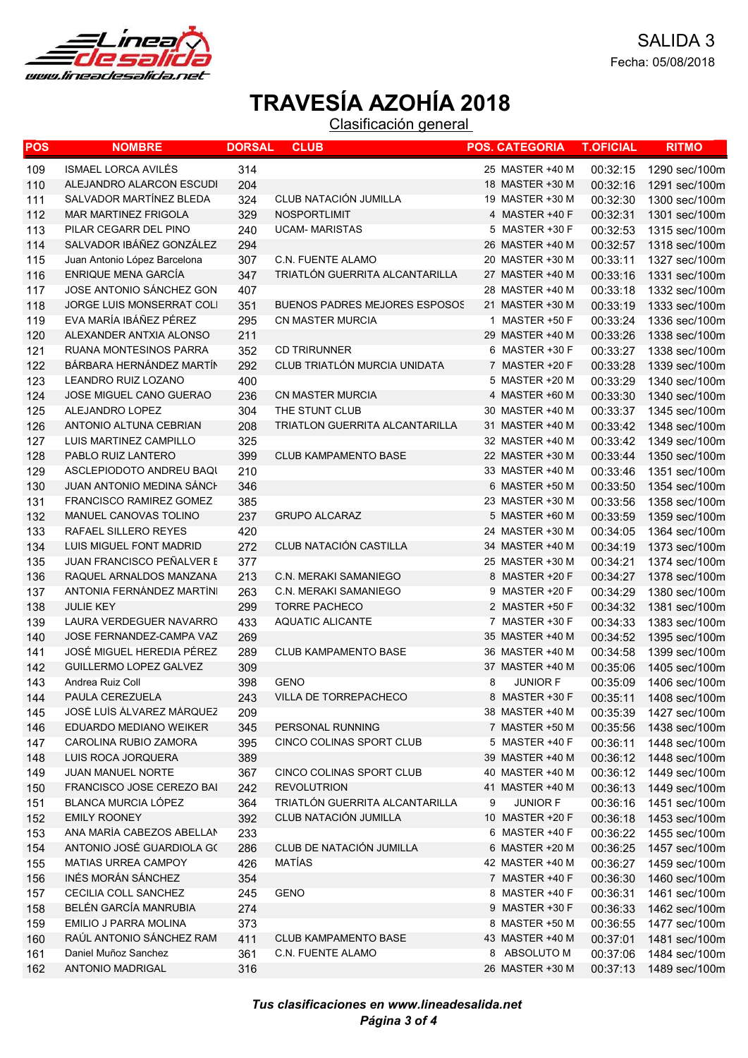SALIDA 3

Fecha: 05/08/2018

# TRAVESÍA AZOHÍA 2018

## Clasificación general

| POS | NOMBRE | DORSAL | CLUB | POS. CATEGORIA | T.OFICIAL | RITMO |
|---|---|---|---|---|---|---|
| 109 | ISMAEL LORCA AVILÉS | 314 | | 25 MASTER +40 M | 00:32:15 | 1290 sec/100m |
| 110 | ALEJANDRO ALARCON ESCUDI | 204 | | 18 MASTER +30 M | 00:32:16 | 1291 sec/100m |
| 111 | SALVADOR MARTÍNEZ BLEDA | 324 | CLUB NATACIÓN JUMILLA | 19 MASTER +30 M | 00:32:30 | 1300 sec/100m |
| 112 | MAR MARTINEZ FRIGOLA | 329 | NOSPORTLIMIT | 4 MASTER +40 F | 00:32:31 | 1301 sec/100m |
| 113 | PILAR CEGARR DEL PINO | 240 | UCAM- MARISTAS | 5 MASTER +30 F | 00:32:53 | 1315 sec/100m |
| 114 | SALVADOR IBÁÑEZ GONZÁLEZ | 294 | | 26 MASTER +40 M | 00:32:57 | 1318 sec/100m |
| 115 | Juan Antonio López Barcelona | 307 | C.N. FUENTE ALAMO | 20 MASTER +30 M | 00:33:11 | 1327 sec/100m |
| 116 | ENRIQUE MENA GARCÍA | 347 | TRIATLÓN GUERRITA ALCANTARILLA | 27 MASTER +40 M | 00:33:16 | 1331 sec/100m |
| 117 | JOSE ANTONIO SÁNCHEZ GON | 407 | | 28 MASTER +40 M | 00:33:18 | 1332 sec/100m |
| 118 | JORGE LUIS MONSERRAT COLI | 351 | BUENOS PADRES MEJORES ESPOSOS | 21 MASTER +30 M | 00:33:19 | 1333 sec/100m |
| 119 | EVA MARÍA IBÁÑEZ PÉREZ | 295 | CN MASTER MURCIA | 1 MASTER +50 F | 00:33:24 | 1336 sec/100m |
| 120 | ALEXANDER ANTXIA ALONSO | 211 | | 29 MASTER +40 M | 00:33:26 | 1338 sec/100m |
| 121 | RUANA MONTESINOS PARRA | 352 | CD TRIRUNNER | 6 MASTER +30 F | 00:33:27 | 1338 sec/100m |
| 122 | BÁRBARA HERNÁNDEZ MARTÍN | 292 | CLUB TRIATLÓN MURCIA UNIDATA | 7 MASTER +20 F | 00:33:28 | 1339 sec/100m |
| 123 | LEANDRO RUIZ LOZANO | 400 | | 5 MASTER +20 M | 00:33:29 | 1340 sec/100m |
| 124 | JOSE MIGUEL CANO GUERAO | 236 | CN MASTER MURCIA | 4 MASTER +60 M | 00:33:30 | 1340 sec/100m |
| 125 | ALEJANDRO LOPEZ | 304 | THE STUNT CLUB | 30 MASTER +40 M | 00:33:37 | 1345 sec/100m |
| 126 | ANTONIO ALTUNA CEBRIAN | 208 | TRIATLON GUERRITA ALCANTARILLA | 31 MASTER +40 M | 00:33:42 | 1348 sec/100m |
| 127 | LUIS MARTINEZ CAMPILLO | 325 | | 32 MASTER +40 M | 00:33:42 | 1349 sec/100m |
| 128 | PABLO RUIZ LANTERO | 399 | CLUB KAMPAMENTO BASE | 22 MASTER +30 M | 00:33:44 | 1350 sec/100m |
| 129 | ASCLEPIODOTO ANDREU BAQU | 210 | | 33 MASTER +40 M | 00:33:46 | 1351 sec/100m |
| 130 | JUAN ANTONIO MEDINA SÁNCH | 346 | | 6 MASTER +50 M | 00:33:50 | 1354 sec/100m |
| 131 | FRANCISCO RAMIREZ GOMEZ | 385 | | 23 MASTER +30 M | 00:33:56 | 1358 sec/100m |
| 132 | MANUEL CANOVAS TOLINO | 237 | GRUPO ALCARAZ | 5 MASTER +60 M | 00:33:59 | 1359 sec/100m |
| 133 | RAFAEL SILLERO REYES | 420 | | 24 MASTER +30 M | 00:34:05 | 1364 sec/100m |
| 134 | LUIS MIGUEL FONT MADRID | 272 | CLUB NATACIÓN CASTILLA | 34 MASTER +40 M | 00:34:19 | 1373 sec/100m |
| 135 | JUAN FRANCISCO PEÑALVER E | 377 | | 25 MASTER +30 M | 00:34:21 | 1374 sec/100m |
| 136 | RAQUEL ARNALDOS MANZANA | 213 | C.N. MERAKI SAMANIEGO | 8 MASTER +20 F | 00:34:27 | 1378 sec/100m |
| 137 | ANTONIA FERNÁNDEZ MARTÍNI | 263 | C.N. MERAKI SAMANIEGO | 9 MASTER +20 F | 00:34:29 | 1380 sec/100m |
| 138 | JULIE KEY | 299 | TORRE PACHECO | 2 MASTER +50 F | 00:34:32 | 1381 sec/100m |
| 139 | LAURA VERDEGUER NAVARRO | 433 | AQUATIC ALICANTE | 7 MASTER +30 F | 00:34:33 | 1383 sec/100m |
| 140 | JOSE FERNANDEZ-CAMPA VAZ | 269 | | 35 MASTER +40 M | 00:34:52 | 1395 sec/100m |
| 141 | JOSÉ MIGUEL HEREDIA PÉREZ | 289 | CLUB KAMPAMENTO BASE | 36 MASTER +40 M | 00:34:58 | 1399 sec/100m |
| 142 | GUILLERMO LOPEZ GALVEZ | 309 | | 37 MASTER +40 M | 00:35:06 | 1405 sec/100m |
| 143 | Andrea Ruiz Coll | 398 | GENO | 8 JUNIOR F | 00:35:09 | 1406 sec/100m |
| 144 | PAULA CEREZUELA | 243 | VILLA DE TORREPACHECO | 8 MASTER +30 F | 00:35:11 | 1408 sec/100m |
| 145 | JOSÉ LUÍS ÁLVAREZ MÁRQUEZ | 209 | | 38 MASTER +40 M | 00:35:39 | 1427 sec/100m |
| 146 | EDUARDO MEDIANO WEIKER | 345 | PERSONAL RUNNING | 7 MASTER +50 M | 00:35:56 | 1438 sec/100m |
| 147 | CAROLINA RUBIO ZAMORA | 395 | CINCO COLINAS SPORT CLUB | 5 MASTER +40 F | 00:36:11 | 1448 sec/100m |
| 148 | LUIS ROCA JORQUERA | 389 | | 39 MASTER +40 M | 00:36:12 | 1448 sec/100m |
| 149 | JUAN MANUEL NORTE | 367 | CINCO COLINAS SPORT CLUB | 40 MASTER +40 M | 00:36:12 | 1449 sec/100m |
| 150 | FRANCISCO JOSE CEREZO BAI | 242 | REVOLUTRION | 41 MASTER +40 M | 00:36:13 | 1449 sec/100m |
| 151 | BLANCA MURCIA LÓPEZ | 364 | TRIATLÓN GUERRITA ALCANTARILLA | 9 JUNIOR F | 00:36:16 | 1451 sec/100m |
| 152 | EMILY ROONEY | 392 | CLUB NATACIÓN JUMILLA | 10 MASTER +20 F | 00:36:18 | 1453 sec/100m |
| 153 | ANA MARÍA CABEZOS ABELLAN | 233 | | 6 MASTER +40 F | 00:36:22 | 1455 sec/100m |
| 154 | ANTONIO JOSÉ GUARDIOLA GO | 286 | CLUB DE NATACIÓN JUMILLA | 6 MASTER +20 M | 00:36:25 | 1457 sec/100m |
| 155 | MATIAS URREA CAMPOY | 426 | MATÍAS | 42 MASTER +40 M | 00:36:27 | 1459 sec/100m |
| 156 | INÉS MORÁN SÁNCHEZ | 354 | | 7 MASTER +40 F | 00:36:30 | 1460 sec/100m |
| 157 | CECILIA COLL SANCHEZ | 245 | GENO | 8 MASTER +40 F | 00:36:31 | 1461 sec/100m |
| 158 | BELÉN GARCÍA MANRUBIA | 274 | | 9 MASTER +30 F | 00:36:33 | 1462 sec/100m |
| 159 | EMILIO J PARRA MOLINA | 373 | | 8 MASTER +50 M | 00:36:55 | 1477 sec/100m |
| 160 | RAÚL ANTONIO SÁNCHEZ RAM | 411 | CLUB KAMPAMENTO BASE | 43 MASTER +40 M | 00:37:01 | 1481 sec/100m |
| 161 | Daniel Muñoz Sanchez | 361 | C.N. FUENTE ALAMO | 8 ABSOLUTO M | 00:37:06 | 1484 sec/100m |
| 162 | ANTONIO MADRIGAL | 316 | | 26 MASTER +30 M | 00:37:13 | 1489 sec/100m |

*Tus clasificaciones en www.lineadesalida.net*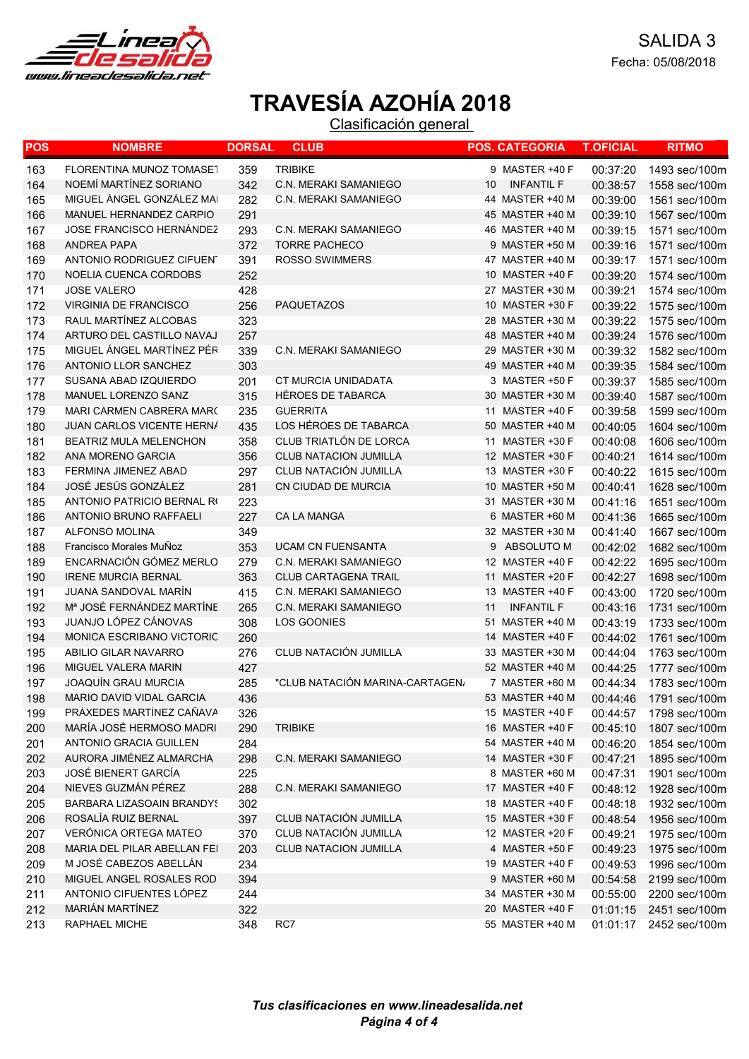SALIDA 3

Fecha: 05/08/2018

# TRAVESÍA AZOHÍA 2018

## Clasificación general

| POS | NOMBRE | DORSAL | CLUB | POS. CATEGORIA | T.OFICIAL | RITMO |
|---|---|---|---|---|---|---|
| 163 | FLORENTINA MUNOZ TOMASET | 359 | TRIBIKE | 9 MASTER +40 F | 00:37:20 | 1493 sec/100m |
| 164 | NOEMÍ MARTÍNEZ SORIANO | 342 | C.N. MERAKI SAMANIEGO | 10 INFANTIL F | 00:38:57 | 1558 sec/100m |
| 165 | MIGUEL ÁNGEL GONZÁLEZ MAI | 282 | C.N. MERAKI SAMANIEGO | 44 MASTER +40 M | 00:39:00 | 1561 sec/100m |
| 166 | MANUEL HERNANDEZ CARPIO | 291 | | 45 MASTER +40 M | 00:39:10 | 1567 sec/100m |
| 167 | JOSE FRANCISCO HERNÁNDEZ | 293 | C.N. MERAKI SAMANIEGO | 46 MASTER +40 M | 00:39:15 | 1571 sec/100m |
| 168 | ANDREA PAPA | 372 | TORRE PACHECO | 9 MASTER +50 M | 00:39:16 | 1571 sec/100m |
| 169 | ANTONIO RODRIGUEZ CIFUEN | 391 | ROSSO SWIMMERS | 47 MASTER +40 M | 00:39:17 | 1571 sec/100m |
| 170 | NOELIA CUENCA CORDOBS | 252 | | 10 MASTER +40 F | 00:39:20 | 1574 sec/100m |
| 171 | JOSE VALERO | 428 | | 27 MASTER +30 M | 00:39:21 | 1574 sec/100m |
| 172 | VIRGINIA DE FRANCISCO | 256 | PAQUETAZOS | 10 MASTER +30 F | 00:39:22 | 1575 sec/100m |
| 173 | RAUL MARTÍNEZ ALCOBAS | 323 | | 28 MASTER +30 M | 00:39:22 | 1575 sec/100m |
| 174 | ARTURO DEL CASTILLO NAVAJ | 257 | | 48 MASTER +40 M | 00:39:24 | 1576 sec/100m |
| 175 | MIGUEL ÁNGEL MARTÍNEZ PÉR | 339 | C.N. MERAKI SAMANIEGO | 29 MASTER +30 M | 00:39:32 | 1582 sec/100m |
| 176 | ANTONIO LLOR SANCHEZ | 303 | | 49 MASTER +40 M | 00:39:35 | 1584 sec/100m |
| 177 | SUSANA ABAD IZQUIERDO | 201 | CT MURCIA UNIDADATA | 3 MASTER +50 F | 00:39:37 | 1585 sec/100m |
| 178 | MANUEL LORENZO SANZ | 315 | HÉROES DE TABARCA | 30 MASTER +30 M | 00:39:40 | 1587 sec/100m |
| 179 | MARI CARMEN CABRERA MAR( | 235 | GUERRITA | 11 MASTER +40 F | 00:39:58 | 1599 sec/100m |
| 180 | JUAN CARLOS VICENTE HERN/ | 435 | LOS HÉROES DE TABARCA | 50 MASTER +40 M | 00:40:05 | 1604 sec/100m |
| 181 | BEATRIZ MULA MELENCHON | 358 | CLUB TRIATLÓN DE LORCA | 11 MASTER +30 F | 00:40:08 | 1606 sec/100m |
| 182 | ANA MORENO GARCIA | 356 | CLUB NATACION JUMILLA | 12 MASTER +30 F | 00:40:21 | 1614 sec/100m |
| 183 | FERMINA JIMENEZ ABAD | 297 | CLUB NATACIÓN JUMILLA | 13 MASTER +30 F | 00:40:22 | 1615 sec/100m |
| 184 | JOSÉ JESÚS GONZÁLEZ | 281 | CN CIUDAD DE MURCIA | 10 MASTER +50 M | 00:40:41 | 1628 sec/100m |
| 185 | ANTONIO PATRICIO BERNAL R( | 223 | | 31 MASTER +30 M | 00:41:16 | 1651 sec/100m |
| 186 | ANTONIO BRUNO RAFFAELI | 227 | CA LA MANGA | 6 MASTER +60 M | 00:41:36 | 1665 sec/100m |
| 187 | ALFONSO MOLINA | 349 | | 32 MASTER +30 M | 00:41:40 | 1667 sec/100m |
| 188 | Francisco Morales MuÑoz | 353 | UCAM CN FUENSANTA | 9 ABSOLUTO M | 00:42:02 | 1682 sec/100m |
| 189 | ENCARNACIÓN GÓMEZ MERLO | 279 | C.N. MERAKI SAMANIEGO | 12 MASTER +40 F | 00:42:22 | 1695 sec/100m |
| 190 | IRENE MURCIA BERNAL | 363 | CLUB CARTAGENA TRAIL | 11 MASTER +20 F | 00:42:27 | 1698 sec/100m |
| 191 | JUANA SANDOVAL MARÍN | 415 | C.N. MERAKI SAMANIEGO | 13 MASTER +40 F | 00:43:00 | 1720 sec/100m |
| 192 | Mª JOSÉ FERNÁNDEZ MARTÍNE | 265 | C.N. MERAKI SAMANIEGO | 11 INFANTIL F | 00:43:16 | 1731 sec/100m |
| 193 | JUANJO LÓPEZ CÁNOVAS | 308 | LOS GOONIES | 51 MASTER +40 M | 00:43:19 | 1733 sec/100m |
| 194 | MONICA ESCRIBANO VICTORIC | 260 | | 14 MASTER +40 F | 00:44:02 | 1761 sec/100m |
| 195 | ABILIO GILAR NAVARRO | 276 | CLUB NATACIÓN JUMILLA | 33 MASTER +30 M | 00:44:04 | 1763 sec/100m |
| 196 | MIGUEL VALERA MARIN | 427 | | 52 MASTER +40 M | 00:44:25 | 1777 sec/100m |
| 197 | JOAQUÍN GRAU MURCIA | 285 | "CLUB NATACIÓN MARINA-CARTAGEN/ | 7 MASTER +60 M | 00:44:34 | 1783 sec/100m |
| 198 | MARIO DAVID VIDAL GARCIA | 436 | | 53 MASTER +40 M | 00:44:46 | 1791 sec/100m |
| 199 | PRÁXEDES MARTÍNEZ CAÑAVA | 326 | | 15 MASTER +40 F | 00:44:57 | 1798 sec/100m |
| 200 | MARÍA JOSÉ HERMOSO MADRI | 290 | TRIBIKE | 16 MASTER +40 F | 00:45:10 | 1807 sec/100m |
| 201 | ANTONIO GRACIA GUILLEN | 284 | | 54 MASTER +40 M | 00:46:20 | 1854 sec/100m |
| 202 | AURORA JIMÉNEZ ALMARCHA | 298 | C.N. MERAKI SAMANIEGO | 14 MASTER +30 F | 00:47:21 | 1895 sec/100m |
| 203 | JOSÉ BIENERT GARCÍA | 225 | | 8 MASTER +60 M | 00:47:31 | 1901 sec/100m |
| 204 | NIEVES GUZMÁN PÉREZ | 288 | C.N. MERAKI SAMANIEGO | 17 MASTER +40 F | 00:48:12 | 1928 sec/100m |
| 205 | BARBARA LIZASOAIN BRANDYS | 302 | | 18 MASTER +40 F | 00:48:18 | 1932 sec/100m |
| 206 | ROSALÍA RUIZ BERNAL | 397 | CLUB NATACIÓN JUMILLA | 15 MASTER +30 F | 00:48:54 | 1956 sec/100m |
| 207 | VERÓNICA ORTEGA MATEO | 370 | CLUB NATACIÓN JUMILLA | 12 MASTER +20 F | 00:49:21 | 1975 sec/100m |
| 208 | MARIA DEL PILAR ABELLAN FEI | 203 | CLUB NATACION JUMILLA | 4 MASTER +50 F | 00:49:23 | 1975 sec/100m |
| 209 | M JOSÉ CABEZOS ABELLÁN | 234 | | 19 MASTER +40 F | 00:49:53 | 1996 sec/100m |
| 210 | MIGUEL ANGEL ROSALES ROD | 394 | | 9 MASTER +60 M | 00:54:58 | 2199 sec/100m |
| 211 | ANTONIO CIFUENTES LÓPEZ | 244 | | 34 MASTER +30 M | 00:55:00 | 2200 sec/100m |
| 212 | MARIÁN MARTÍNEZ | 322 | | 20 MASTER +40 F | 01:01:15 | 2451 sec/100m |
| 213 | RAPHAEL MICHE | 348 | RC7 | 55 MASTER +40 M | 01:01:17 | 2452 sec/100m |

*Tus clasificaciones en www.lineadesalida.net*